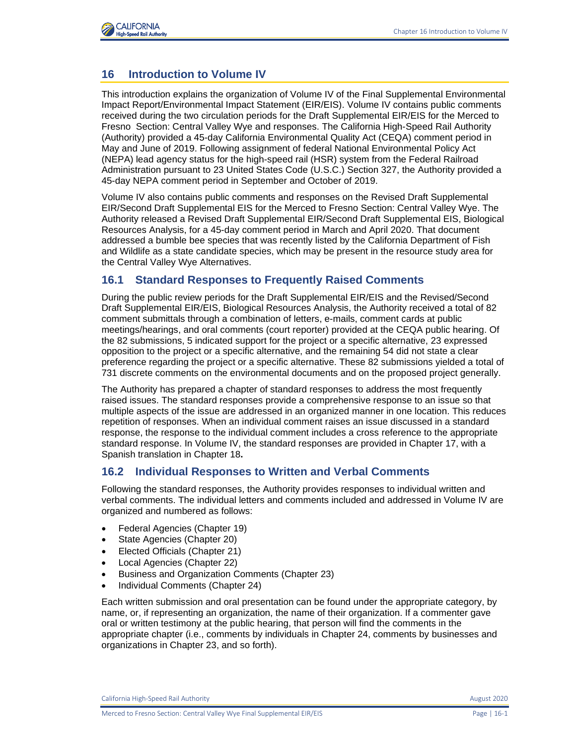# 16 Introduction to Volume IV

This introduction explains the organization of Volume IV of the Final Supplemental Environmental Impact Report/Environmental Impact Statement (EIR/EIS). Volume IV contains public comments received during the two circulation periods for the Draft Supplemental EIR/EIS for the Merced to Fresno Section: Central Valley Wye and responses. The California High-Speed Rail Authority (Authority) provided a 45-day California Environmental Quality Act (CEQA) comment period in May and June of 2019. Following assignment of federal National Environmental Policy Act (NEPA) lead agency status for the high-speed rail (HSR) system from the Federal Railroad Administration pursuant to 23 United States Code (U.S.C.) Section 327, the Authority provided a 45-day NEPA comment period in September and October of 2019.

Volume IV also contains public comments and responses on the Revised Draft Supplemental EIR/Second Draft Supplemental EIS for the Merced to Fresno Section: Central Valley Wye. The Authority released a Revised Draft Supplemental EIR/Second Draft Supplemental EIS, Biological Resources Analysis, for a 45-day comment period in March and April 2020. That document addressed a bumble bee species that was recently listed by the California Department of Fish and Wildlife as a state candidate species, which may be present in the resource study area for the Central Valley Wye Alternatives.

## 16.1 Standard Responses to Frequently Raised Comments

During the public review periods for the Draft Supplemental EIR/EIS and the Revised/Second Draft Supplemental EIR/EIS, Biological Resources Analysis, the Authority received a total of 82 comment submittals through a combination of letters, e-mails, comment cards at public meetings/hearings, and oral comments (court reporter) provided at the CEQA public hearing. Of the 82 submissions, 5 indicated support for the project or a specific alternative, 23 expressed opposition to the project or a specific alternative, and the remaining 54 did not state a clear preference regarding the project or a specific alternative. These 82 submissions yielded a total of 731 discrete comments on the environmental documents and on the proposed project generally.

The Authority has prepared a chapter of standard responses to address the most frequently raised issues. The standard responses provide a comprehensive response to an issue so that multiple aspects of the issue are addressed in an organized manner in one location. This reduces repetition of responses. When an individual comment raises an issue discussed in a standard response, the response to the individual comment includes a cross reference to the appropriate standard response. In Volume IV, the standard responses are provided in Chapter 17, with a Spanish translation in Chapter 18**.**

## 16.2 Individual Responses to Written and Verbal Comments

Following the standard responses, the Authority provides responses to individual written and verbal comments. The individual letters and comments included and addressed in Volume IV are organized and numbered as follows:

- Federal Agencies (Chapter 19)
- State Agencies (Chapter 20)
- Elected Officials (Chapter 21)
- Local Agencies (Chapter 22)
- Business and Organization Comments (Chapter 23)
- Individual Comments (Chapter 24)

Each written submission and oral presentation can be found under the appropriate category, by name, or, if representing an organization, the name of their organization. If a commenter gave oral or written testimony at the public hearing, that person will find the comments in the appropriate chapter (i.e., comments by individuals in Chapter 24, comments by businesses and organizations in Chapter 23, and so forth).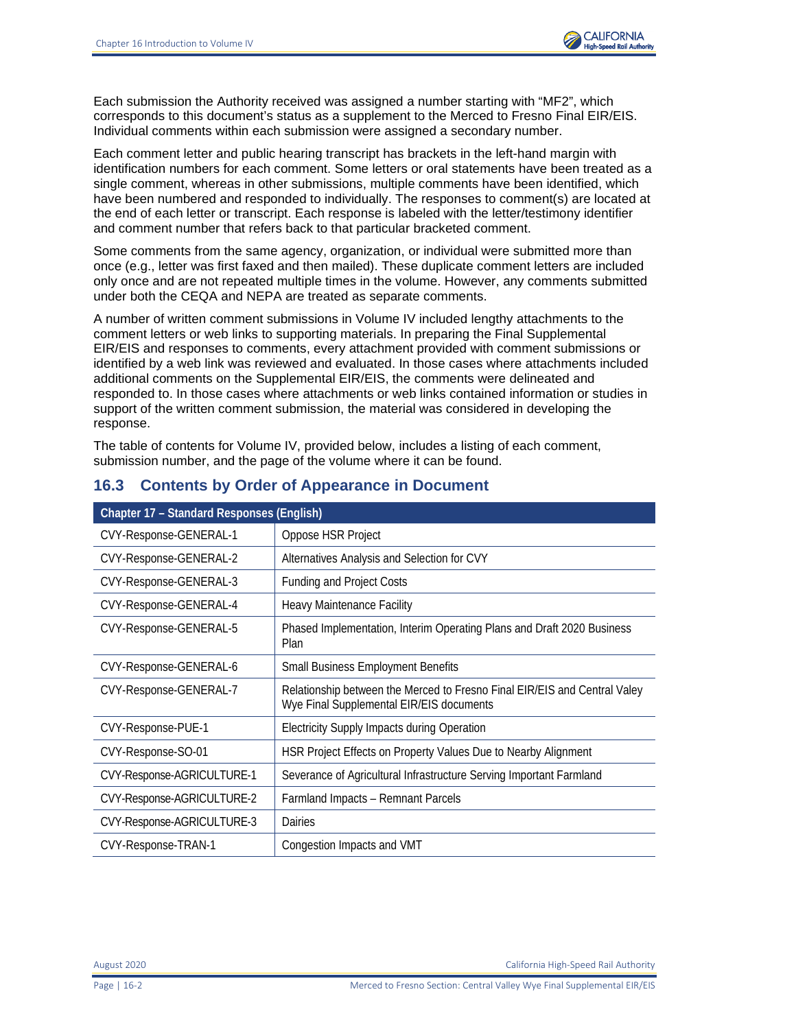Each submission the Authority received was assigned a number starting with "MF2", which corresponds to this document's status as a supplement to the Merced to Fresno Final EIR/EIS. Individual comments within each submission were assigned a secondary number.

Each comment letter and public hearing transcript has brackets in the left-hand margin with identification numbers for each comment. Some letters or oral statements have been treated as a single comment, whereas in other submissions, multiple comments have been identified, which have been numbered and responded to individually. The responses to comment(s) are located at the end of each letter or transcript. Each response is labeled with the letter/testimony identifier and comment number that refers back to that particular bracketed comment.

Some comments from the same agency, organization, or individual were submitted more than once (e.g., letter was first faxed and then mailed). These duplicate comment letters are included only once and are not repeated multiple times in the volume. However, any comments submitted under both the CEQA and NEPA are treated as separate comments.

A number of written comment submissions in Volume IV included lengthy attachments to the comment letters or web links to supporting materials. In preparing the Final Supplemental EIR/EIS and responses to comments, every attachment provided with comment submissions or identified by a web link was reviewed and evaluated. In those cases where attachments included additional comments on the Supplemental EIR/EIS, the comments were delineated and responded to. In those cases where attachments or web links contained information or studies in support of the written comment submission, the material was considered in developing the response.

The table of contents for Volume IV, provided below, includes a listing of each comment, submission number, and the page of the volume where it can be found.

## 16.3 Contents by Order of Appearance in Document

| Chapter 17 – Standard Responses (English) | |
|---|---|
| CVY-Response-GENERAL-1 | Oppose HSR Project |
| CVY-Response-GENERAL-2 | Alternatives Analysis and Selection for CVY |
| CVY-Response-GENERAL-3 | Funding and Project Costs |
| CVY-Response-GENERAL-4 | Heavy Maintenance Facility |
| CVY-Response-GENERAL-5 | Phased Implementation, Interim Operating Plans and Draft 2020 Business Plan |
| CVY-Response-GENERAL-6 | Small Business Employment Benefits |
| CVY-Response-GENERAL-7 | Relationship between the Merced to Fresno Final EIR/EIS and Central Valley Wye Final Supplemental EIR/EIS documents |
| CVY-Response-PUE-1 | Electricity Supply Impacts during Operation |
| CVY-Response-SO-01 | HSR Project Effects on Property Values Due to Nearby Alignment |
| CVY-Response-AGRICULTURE-1 | Severance of Agricultural Infrastructure Serving Important Farmland |
| CVY-Response-AGRICULTURE-2 | Farmland Impacts – Remnant Parcels |
| CVY-Response-AGRICULTURE-3 | Dairies |
| CVY-Response-TRAN-1 | Congestion Impacts and VMT |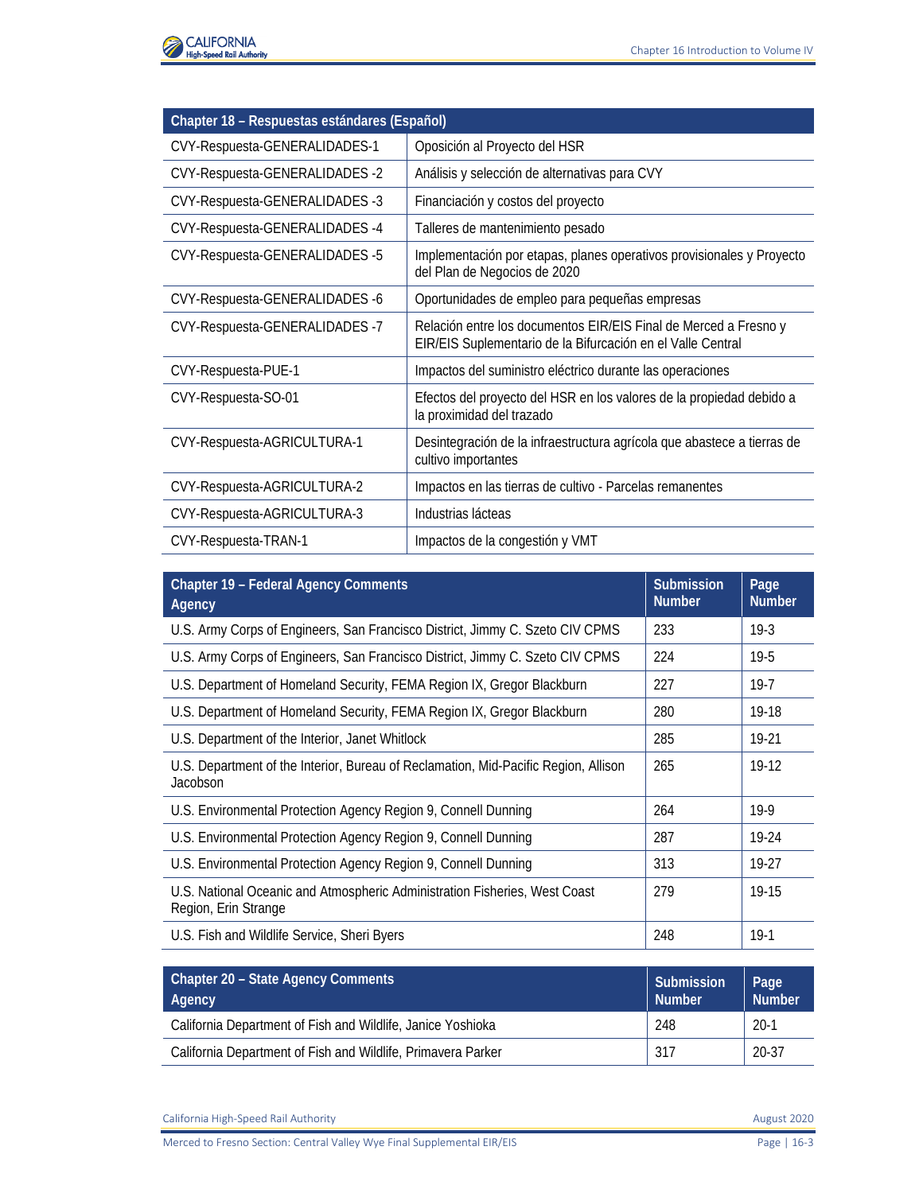| Chapter 18 – Respuestas estándares (Español) | |
|---|---|
| CVY-Respuesta-GENERALIDADES-1 | Oposición al Proyecto del HSR |
| CVY-Respuesta-GENERALIDADES -2 | Análisis y selección de alternativas para CVY |
| CVY-Respuesta-GENERALIDADES -3 | Financiación y costos del proyecto |
| CVY-Respuesta-GENERALIDADES -4 | Talleres de mantenimiento pesado |
| CVY-Respuesta-GENERALIDADES -5 | Implementación por etapas, planes operativos provisionales y Proyecto del Plan de Negocios de 2020 |
| CVY-Respuesta-GENERALIDADES -6 | Oportunidades de empleo para pequeñas empresas |
| CVY-Respuesta-GENERALIDADES -7 | Relación entre los documentos EIR/EIS Final de Merced a Fresno y EIR/EIS Suplementario de la Bifurcación en el Valle Central |
| CVY-Respuesta-PUE-1 | Impactos del suministro eléctrico durante las operaciones |
| CVY-Respuesta-SO-01 | Efectos del proyecto del HSR en los valores de la propiedad debido a la proximidad del trazado |
| CVY-Respuesta-AGRICULTURA-1 | Desintegración de la infraestructura agrícola que abastece a tierras de cultivo importantes |
| CVY-Respuesta-AGRICULTURA-2 | Impactos en las tierras de cultivo - Parcelas remanentes |
| CVY-Respuesta-AGRICULTURA-3 | Industrias lácteas |
| CVY-Respuesta-TRAN-1 | Impactos de la congestión y VMT |

| Chapter 19 – Federal Agency Comments<br>Agency | Submission Number | Page Number |
|---|---|---|
| U.S. Army Corps of Engineers, San Francisco District, Jimmy C. Szeto CIV CPMS | 233 | 19-3 |
| U.S. Army Corps of Engineers, San Francisco District, Jimmy C. Szeto CIV CPMS | 224 | 19-5 |
| U.S. Department of Homeland Security, FEMA Region IX, Gregor Blackburn | 227 | 19-7 |
| U.S. Department of Homeland Security, FEMA Region IX, Gregor Blackburn | 280 | 19-18 |
| U.S. Department of the Interior, Janet Whitlock | 285 | 19-21 |
| U.S. Department of the Interior, Bureau of Reclamation, Mid-Pacific Region, Allison Jacobson | 265 | 19-12 |
| U.S. Environmental Protection Agency Region 9, Connell Dunning | 264 | 19-9 |
| U.S. Environmental Protection Agency Region 9, Connell Dunning | 287 | 19-24 |
| U.S. Environmental Protection Agency Region 9, Connell Dunning | 313 | 19-27 |
| U.S. National Oceanic and Atmospheric Administration Fisheries, West Coast Region, Erin Strange | 279 | 19-15 |
| U.S. Fish and Wildlife Service, Sheri Byers | 248 | 19-1 |

| Chapter 20 – State Agency Comments<br>Agency | Submission Number | Page Number |
|---|---|---|
| California Department of Fish and Wildlife, Janice Yoshioka | 248 | 20-1 |
| California Department of Fish and Wildlife, Primavera Parker | 317 | 20-37 |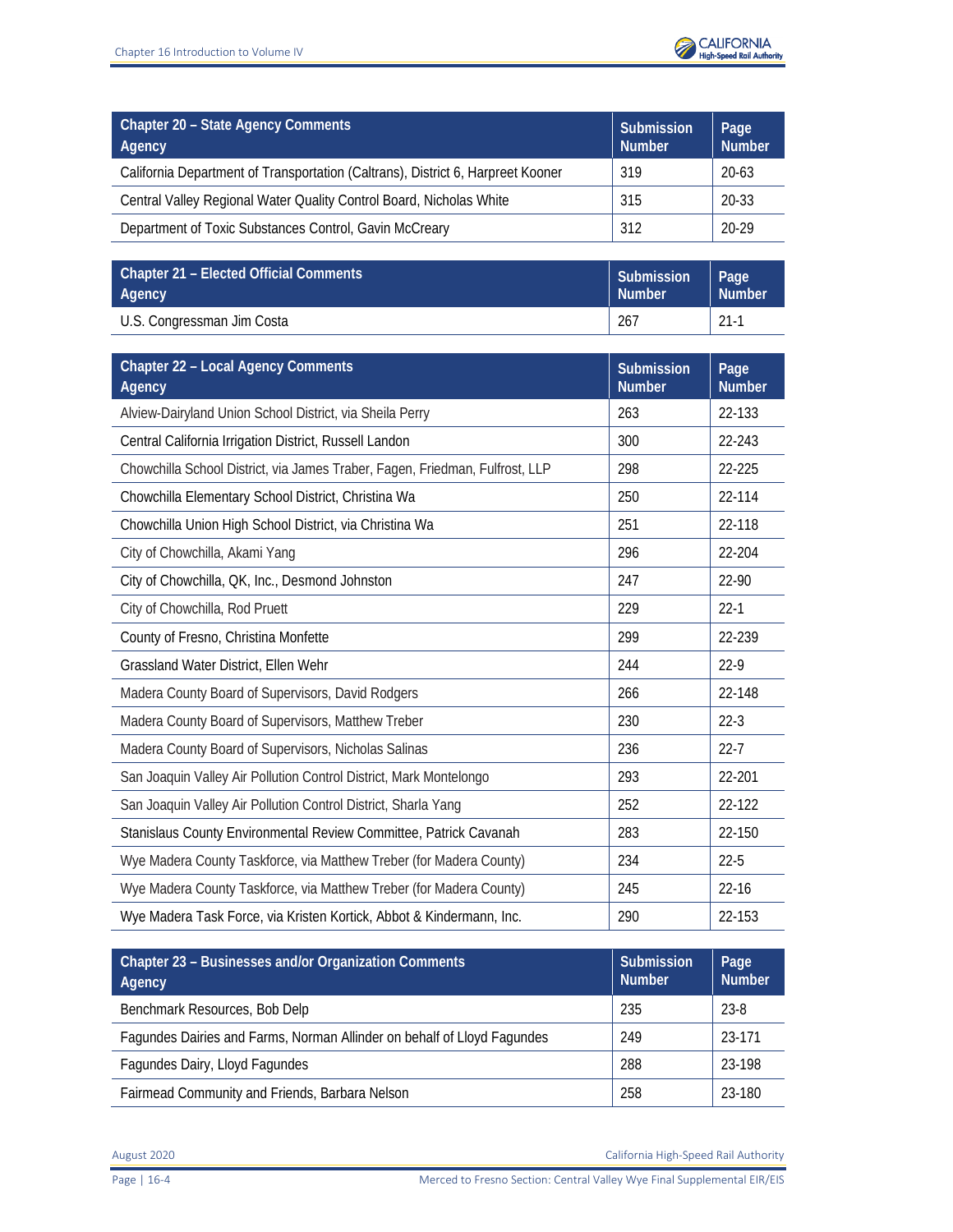| Chapter 20 – State Agency Comments<br>Agency | Submission Number | Page Number |
|---|---|---|
| California Department of Transportation (Caltrans), District 6, Harpreet Kooner | 319 | 20-63 |
| Central Valley Regional Water Quality Control Board, Nicholas White | 315 | 20-33 |
| Department of Toxic Substances Control, Gavin McCreary | 312 | 20-29 |

| Chapter 21 – Elected Official Comments<br>Agency | Submission Number | Page Number |
|---|---|---|
| U.S. Congressman Jim Costa | 267 | 21-1 |

| Chapter 22 – Local Agency Comments<br>Agency | Submission Number | Page Number |
|---|---|---|
| Alview-Dairyland Union School District, via Sheila Perry | 263 | 22-133 |
| Central California Irrigation District, Russell Landon | 300 | 22-243 |
| Chowchilla School District, via James Traber, Fagen, Friedman, Fulfrost, LLP | 298 | 22-225 |
| Chowchilla Elementary School District, Christina Wa | 250 | 22-114 |
| Chowchilla Union High School District, via Christina Wa | 251 | 22-118 |
| City of Chowchilla, Akami Yang | 296 | 22-204 |
| City of Chowchilla, QK, Inc., Desmond Johnston | 247 | 22-90 |
| City of Chowchilla, Rod Pruett | 229 | 22-1 |
| County of Fresno, Christina Monfette | 299 | 22-239 |
| Grassland Water District, Ellen Wehr | 244 | 22-9 |
| Madera County Board of Supervisors, David Rodgers | 266 | 22-148 |
| Madera County Board of Supervisors, Matthew Treber | 230 | 22-3 |
| Madera County Board of Supervisors, Nicholas Salinas | 236 | 22-7 |
| San Joaquin Valley Air Pollution Control District, Mark Montelongo | 293 | 22-201 |
| San Joaquin Valley Air Pollution Control District, Sharla Yang | 252 | 22-122 |
| Stanislaus County Environmental Review Committee, Patrick Cavanah | 283 | 22-150 |
| Wye Madera County Taskforce, via Matthew Treber (for Madera County) | 234 | 22-5 |
| Wye Madera County Taskforce, via Matthew Treber (for Madera County) | 245 | 22-16 |
| Wye Madera Task Force, via Kristen Kortick, Abbot & Kindermann, Inc. | 290 | 22-153 |

| Chapter 23 – Businesses and/or Organization Comments<br>Agency | Submission Number | Page Number |
|---|---|---|
| Benchmark Resources, Bob Delp | 235 | 23-8 |
| Fagundes Dairies and Farms, Norman Allinder on behalf of Lloyd Fagundes | 249 | 23-171 |
| Fagundes Dairy, Lloyd Fagundes | 288 | 23-198 |
| Fairmead Community and Friends, Barbara Nelson | 258 | 23-180 |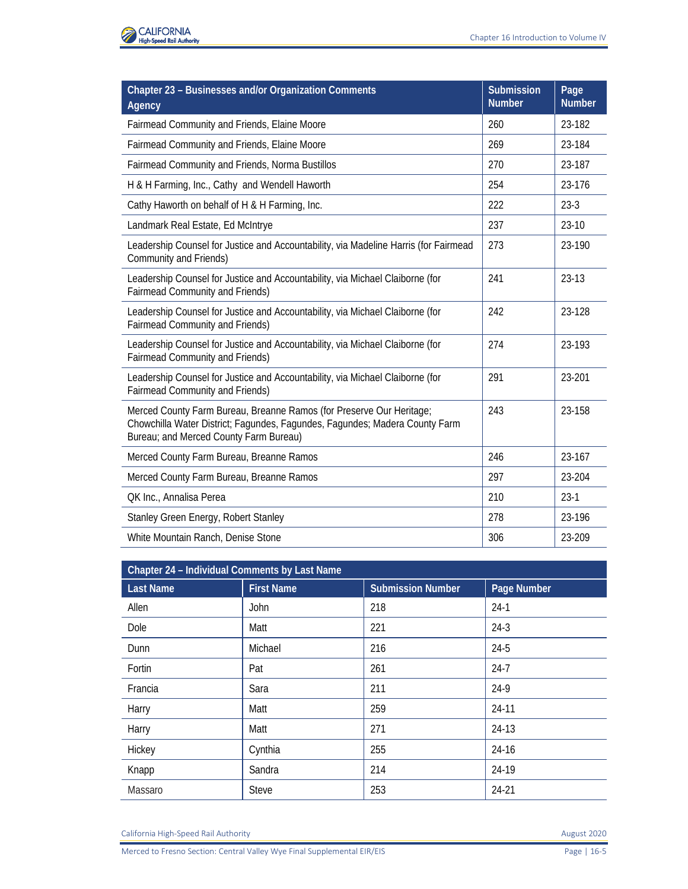| Chapter 23 – Businesses and/or Organization Comments Agency | Submission Number | Page Number |
|---|---|---|
| Fairmead Community and Friends, Elaine Moore | 260 | 23-182 |
| Fairmead Community and Friends, Elaine Moore | 269 | 23-184 |
| Fairmead Community and Friends, Norma Bustillos | 270 | 23-187 |
| H & H Farming, Inc., Cathy and Wendell Haworth | 254 | 23-176 |
| Cathy Haworth on behalf of H & H Farming, Inc. | 222 | 23-3 |
| Landmark Real Estate, Ed McIntrye | 237 | 23-10 |
| Leadership Counsel for Justice and Accountability, via Madeline Harris (for Fairmead Community and Friends) | 273 | 23-190 |
| Leadership Counsel for Justice and Accountability, via Michael Claiborne (for Fairmead Community and Friends) | 241 | 23-13 |
| Leadership Counsel for Justice and Accountability, via Michael Claiborne (for Fairmead Community and Friends) | 242 | 23-128 |
| Leadership Counsel for Justice and Accountability, via Michael Claiborne (for Fairmead Community and Friends) | 274 | 23-193 |
| Leadership Counsel for Justice and Accountability, via Michael Claiborne (for Fairmead Community and Friends) | 291 | 23-201 |
| Merced County Farm Bureau, Breanne Ramos (for Preserve Our Heritage; Chowchilla Water District; Fagundes, Fagundes, Fagundes; Madera County Farm Bureau; and Merced County Farm Bureau) | 243 | 23-158 |
| Merced County Farm Bureau, Breanne Ramos | 246 | 23-167 |
| Merced County Farm Bureau, Breanne Ramos | 297 | 23-204 |
| QK Inc., Annalisa Perea | 210 | 23-1 |
| Stanley Green Energy, Robert Stanley | 278 | 23-196 |
| White Mountain Ranch, Denise Stone | 306 | 23-209 |

| Chapter 24 – Individual Comments by Last Name | | | |
|---|---|---|---|
| **Last Name** | **First Name** | **Submission Number** | **Page Number** |
| Allen | John | 218 | 24-1 |
| Dole | Matt | 221 | 24-3 |
| Dunn | Michael | 216 | 24-5 |
| Fortin | Pat | 261 | 24-7 |
| Francia | Sara | 211 | 24-9 |
| Harry | Matt | 259 | 24-11 |
| Harry | Matt | 271 | 24-13 |
| Hickey | Cynthia | 255 | 24-16 |
| Knapp | Sandra | 214 | 24-19 |
| Massaro | Steve | 253 | 24-21 |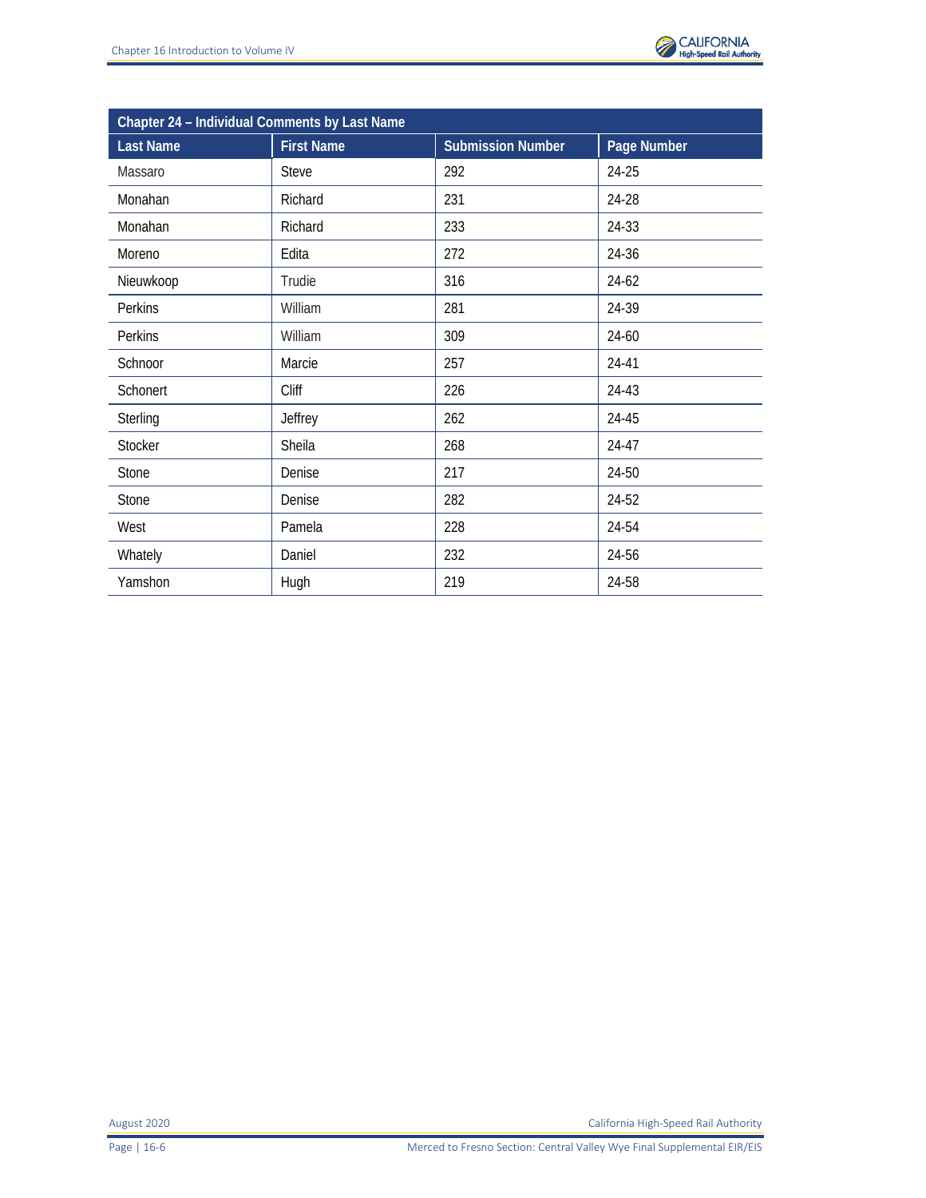| Chapter 24 – Individual Comments by Last Name | | | |
|---|---|---|---|
| **Last Name** | **First Name** | **Submission Number** | **Page Number** |
| Massaro | Steve | 292 | 24-25 |
| Monahan | Richard | 231 | 24-28 |
| Monahan | Richard | 233 | 24-33 |
| Moreno | Edita | 272 | 24-36 |
| Nieuwkoop | Trudie | 316 | 24-62 |
| Perkins | William | 281 | 24-39 |
| Perkins | William | 309 | 24-60 |
| Schnoor | Marcie | 257 | 24-41 |
| Schonert | Cliff | 226 | 24-43 |
| Sterling | Jeffrey | 262 | 24-45 |
| Stocker | Sheila | 268 | 24-47 |
| Stone | Denise | 217 | 24-50 |
| Stone | Denise | 282 | 24-52 |
| West | Pamela | 228 | 24-54 |
| Whately | Daniel | 232 | 24-56 |
| Yamshon | Hugh | 219 | 24-58 |